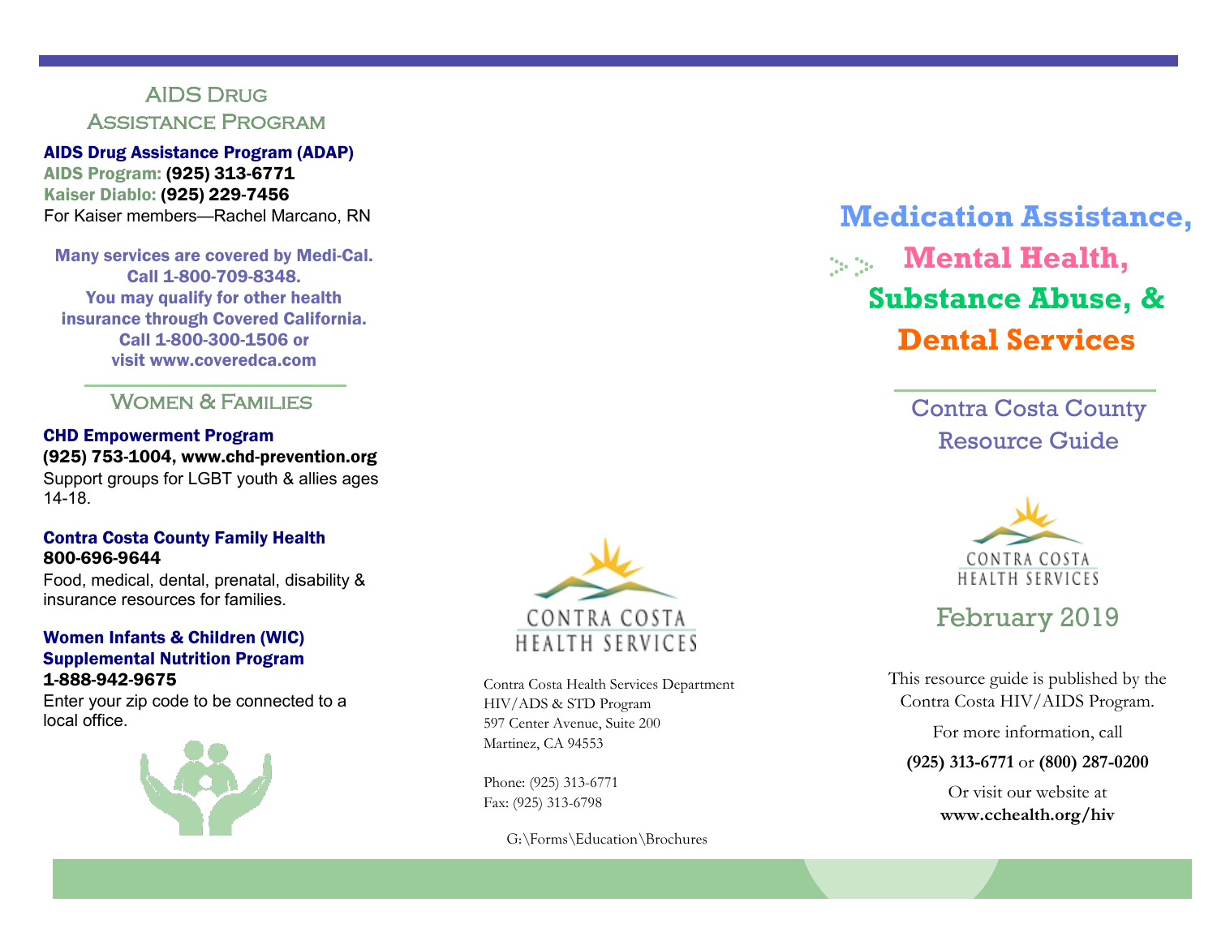## AIDS Drug Assistance Program

**AIDS Drug Assistance Program (ADAP)**
**AIDS Program: (925) 313-6771**
**Kaiser Diablo: (925) 229-7456**
For Kaiser members—Rachel Marcano, RN

**Many services are covered by Medi-Cal. Call 1-800-709-8348. You may qualify for other health insurance through Covered California. Call 1-800-300-1506 or visit www.coveredca.com**

## Women & Families

**CHD Empowerment Program**
**(925) 753-1004, www.chd-prevention.org**
Support groups for LGBT youth & allies ages 14-18.

**Contra Costa County Family Health**
**800-696-9644**
Food, medical, dental, prenatal, disability & insurance resources for families.

**Women Infants & Children (WIC) Supplemental Nutrition Program**
**1-888-942-9675**
Enter your zip code to be connected to a local office.

CONTRA COSTA HEALTH SERVICES

Contra Costa Health Services Department
HIV/ADS & STD Program
597 Center Avenue, Suite 200
Martinez, CA 94553

Phone: (925) 313-6771
Fax: (925) 313-6798

G:\Forms\Education\Brochures

# Medication Assistance, Mental Health, Substance Abuse, & Dental Services

## Contra Costa County Resource Guide

CONTRA COSTA HEALTH SERVICES

February 2019

This resource guide is published by the Contra Costa HIV/AIDS Program.

For more information, call

**(925) 313-6771** or **(800) 287-0200**

Or visit our website at
**www.cchealth.org/hiv**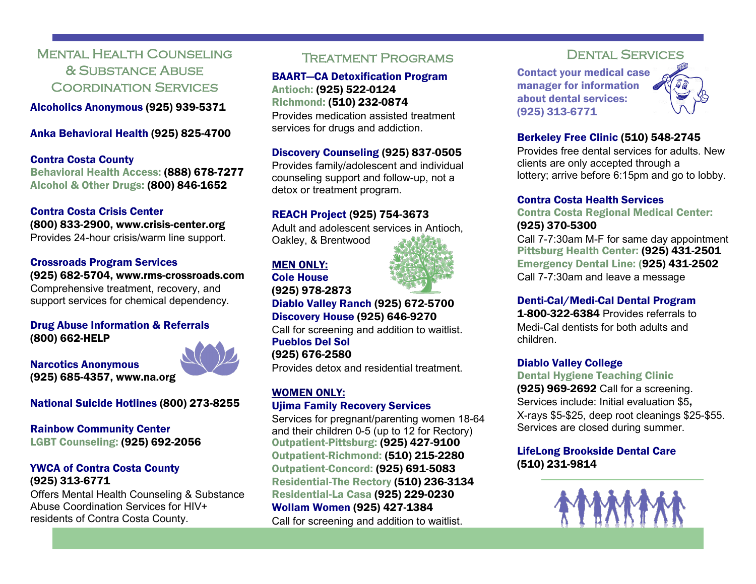## Mental Health Counseling & Substance Abuse Coordination Services

**Alcoholics Anonymous** **(925) 939-5371**

**Anka Behavioral Health** **(925) 825-4700**

**Contra Costa County**
**Behavioral Health Access:** **(888) 678-7277**
**Alcohol & Other Drugs:** **(800) 846-1652**

**Contra Costa Crisis Center**
**(800) 833-2900, www.crisis-center.org**
Provides 24-hour crisis/warm line support.

**Crossroads Program Services**
**(925) 682-5704, www.rms-crossroads.com**
Comprehensive treatment, recovery, and support services for chemical dependency.

**Drug Abuse Information & Referrals**
**(800) 662-HELP**

**Narcotics Anonymous**
**(925) 685-4357, www.na.org**

**National Suicide Hotlines** **(800) 273-8255**

**Rainbow Community Center**
**LGBT Counseling:** **(925) 692-2056**

**YWCA of Contra Costa County**
**(925) 313-6771**
Offers Mental Health Counseling & Substance Abuse Coordination Services for HIV+ residents of Contra Costa County.

## Treatment Programs

**BAART—CA Detoxification Program**
**Antioch:** **(925) 522-0124**
**Richmond:** **(510) 232-0874**
Provides medication assisted treatment services for drugs and addiction.

**Discovery Counseling** **(925) 837-0505**
Provides family/adolescent and individual counseling support and follow-up, not a detox or treatment program.

**REACH Project** **(925) 754-3673**
Adult and adolescent services in Antioch, Oakley, & Brentwood

**MEN ONLY:**
**Cole House**
**(925) 978-2873**
**Diablo Valley Ranch** **(925) 672-5700**
**Discovery House** **(925) 646-9270**
Call for screening and addition to waitlist.
**Pueblos Del Sol**
**(925) 676-2580**
Provides detox and residential treatment.

**WOMEN ONLY:**
**Ujima Family Recovery Services**
Services for pregnant/parenting women 18-64 and their children 0-5 (up to 12 for Rectory)
**Outpatient-Pittsburg:** **(925) 427-9100**
**Outpatient-Richmond:** **(510) 215-2280**
**Outpatient-Concord:** **(925) 691-5083**
**Residential-The Rectory** **(510) 236-3134**
**Residential-La Casa** **(925) 229-0230**
**Wollam Women** **(925) 427-1384**
Call for screening and addition to waitlist.

## Dental Services

**Contact your medical case manager for information about dental services: (925) 313-6771**

**Berkeley Free Clinic** **(510) 548-2745**
Provides free dental services for adults. New clients are only accepted through a lottery; arrive before 6:15pm and go to lobby.

**Contra Costa Health Services**
**Contra Costa Regional Medical Center:**
**(925) 370-5300**
Call 7-7:30am M-F for same day appointment
**Pittsburg Health Center:** **(925) 431-2501**
**Emergency Dental Line:** **(925) 431-2502**
Call 7-7:30am and leave a message

**Denti-Cal/Medi-Cal Dental Program**
**1-800-322-6384** Provides referrals to Medi-Cal dentists for both adults and children.

**Diablo Valley College**
**Dental Hygiene Teaching Clinic**
**(925) 969-2692** Call for a screening. Services include: Initial evaluation $5, X-rays $5-$25, deep root cleanings $25-$55. Services are closed during summer.

**LifeLong Brookside Dental Care**
**(510) 231-9814**